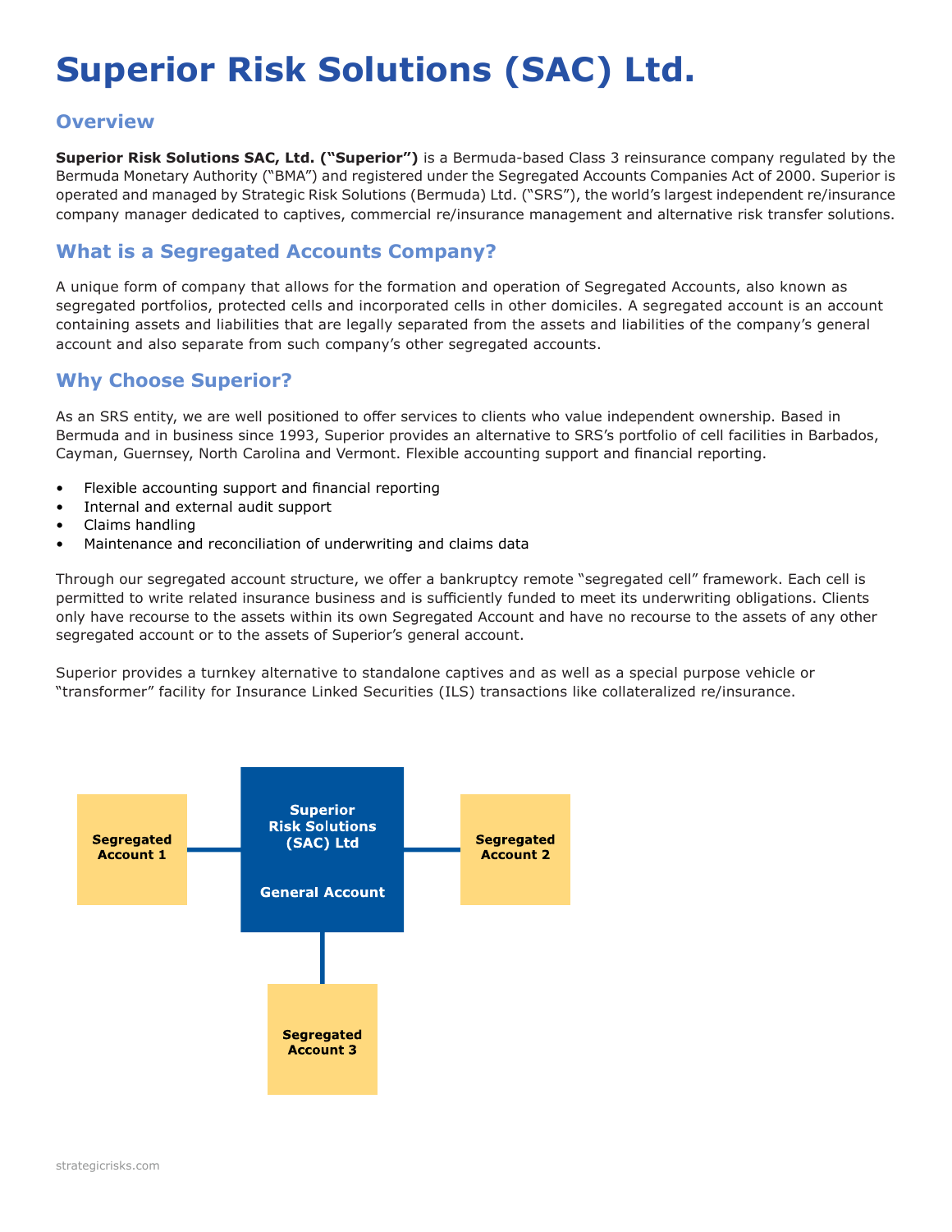# Superior Risk Solutions (SAC) Ltd.

## Overview

**Superior Risk Solutions SAC, Ltd. ("Superior")** is a Bermuda-based Class 3 reinsurance company regulated by the Bermuda Monetary Authority ("BMA") and registered under the Segregated Accounts Companies Act of 2000. Superior is operated and managed by Strategic Risk Solutions (Bermuda) Ltd. ("SRS"), the world's largest independent re/insurance company manager dedicated to captives, commercial re/insurance management and alternative risk transfer solutions.

## What is a Segregated Accounts Company?

A unique form of company that allows for the formation and operation of Segregated Accounts, also known as segregated portfolios, protected cells and incorporated cells in other domiciles. A segregated account is an account containing assets and liabilities that are legally separated from the assets and liabilities of the company's general account and also separate from such company's other segregated accounts.

## Why Choose Superior?

As an SRS entity, we are well positioned to offer services to clients who value independent ownership. Based in Bermuda and in business since 1993, Superior provides an alternative to SRS's portfolio of cell facilities in Barbados, Cayman, Guernsey, North Carolina and Vermont. Flexible accounting support and financial reporting.

- Flexible accounting support and financial reporting
- Internal and external audit support
- Claims handling
- Maintenance and reconciliation of underwriting and claims data

Through our segregated account structure, we offer a bankruptcy remote "segregated cell" framework. Each cell is permitted to write related insurance business and is sufficiently funded to meet its underwriting obligations. Clients only have recourse to the assets within its own Segregated Account and have no recourse to the assets of any other segregated account or to the assets of Superior's general account.

Superior provides a turnkey alternative to standalone captives and as well as a special purpose vehicle or "transformer" facility for Insurance Linked Securities (ILS) transactions like collateralized re/insurance.

Segregated Account 1

Superior Risk Solutions (SAC) Ltd

General Account

Segregated Account 2

Segregated Account 3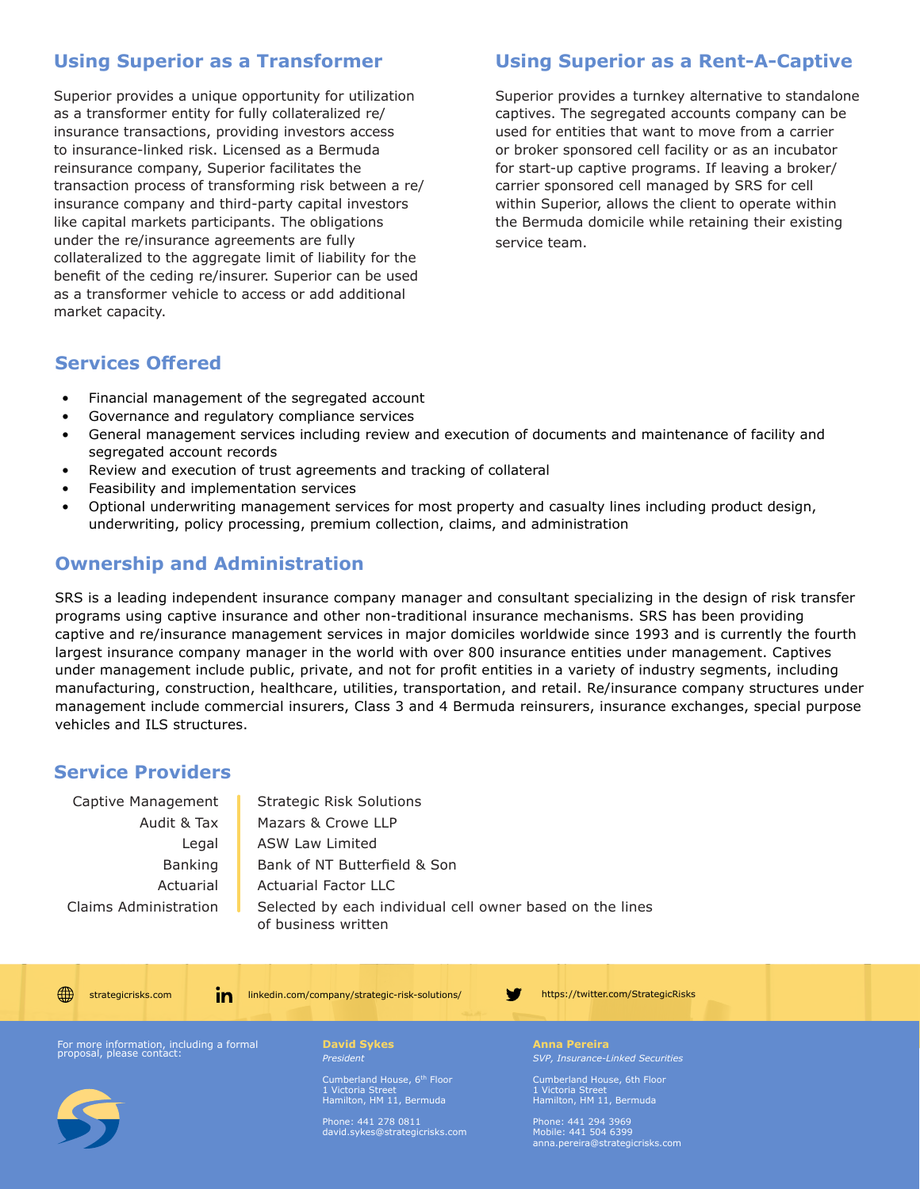## Using Superior as a Transformer

Superior provides a unique opportunity for utilization as a transformer entity for fully collateralized re/insurance transactions, providing investors access to insurance-linked risk. Licensed as a Bermuda reinsurance company, Superior facilitates the transaction process of transforming risk between a re/insurance company and third-party capital investors like capital markets participants. The obligations under the re/insurance agreements are fully collateralized to the aggregate limit of liability for the benefit of the ceding re/insurer. Superior can be used as a transformer vehicle to access or add additional market capacity.

## Using Superior as a Rent-A-Captive

Superior provides a turnkey alternative to standalone captives. The segregated accounts company can be used for entities that want to move from a carrier or broker sponsored cell facility or as an incubator for start-up captive programs. If leaving a broker/carrier sponsored cell managed by SRS for cell within Superior, allows the client to operate within the Bermuda domicile while retaining their existing service team.

## Services Offered

- Financial management of the segregated account
- Governance and regulatory compliance services
- General management services including review and execution of documents and maintenance of facility and segregated account records
- Review and execution of trust agreements and tracking of collateral
- Feasibility and implementation services
- Optional underwriting management services for most property and casualty lines including product design, underwriting, policy processing, premium collection, claims, and administration

## Ownership and Administration

SRS is a leading independent insurance company manager and consultant specializing in the design of risk transfer programs using captive insurance and other non-traditional insurance mechanisms. SRS has been providing captive and re/insurance management services in major domiciles worldwide since 1993 and is currently the fourth largest insurance company manager in the world with over 800 insurance entities under management. Captives under management include public, private, and not for profit entities in a variety of industry segments, including manufacturing, construction, healthcare, utilities, transportation, and retail. Re/insurance company structures under management include commercial insurers, Class 3 and 4 Bermuda reinsurers, insurance exchanges, special purpose vehicles and ILS structures.

## Service Providers

| | |
|---|---|
| Captive Management | Strategic Risk Solutions |
| Audit & Tax | Mazars & Crowe LLP |
| Legal | ASW Law Limited |
| Banking | Bank of NT Butterfield & Son |
| Actuarial | Actuarial Factor LLC |
| Claims Administration | Selected by each individual cell owner based on the lines of business written |

strategicrisks.com

linkedin.com/company/strategic-risk-solutions/

https://twitter.com/StrategicRisks

For more information, including a formal proposal, please contact:

**David Sykes**
*President*

Cumberland House, 6th Floor
1 Victoria Street
Hamilton, HM 11, Bermuda

Phone: 441 278 0811
david.sykes@strategicrisks.com

**Anna Pereira**
*SVP, Insurance-Linked Securities*

Cumberland House, 6th Floor
1 Victoria Street
Hamilton, HM 11, Bermuda

Phone: 441 294 3969
Mobile: 441 504 6399
anna.pereira@strategicrisks.com